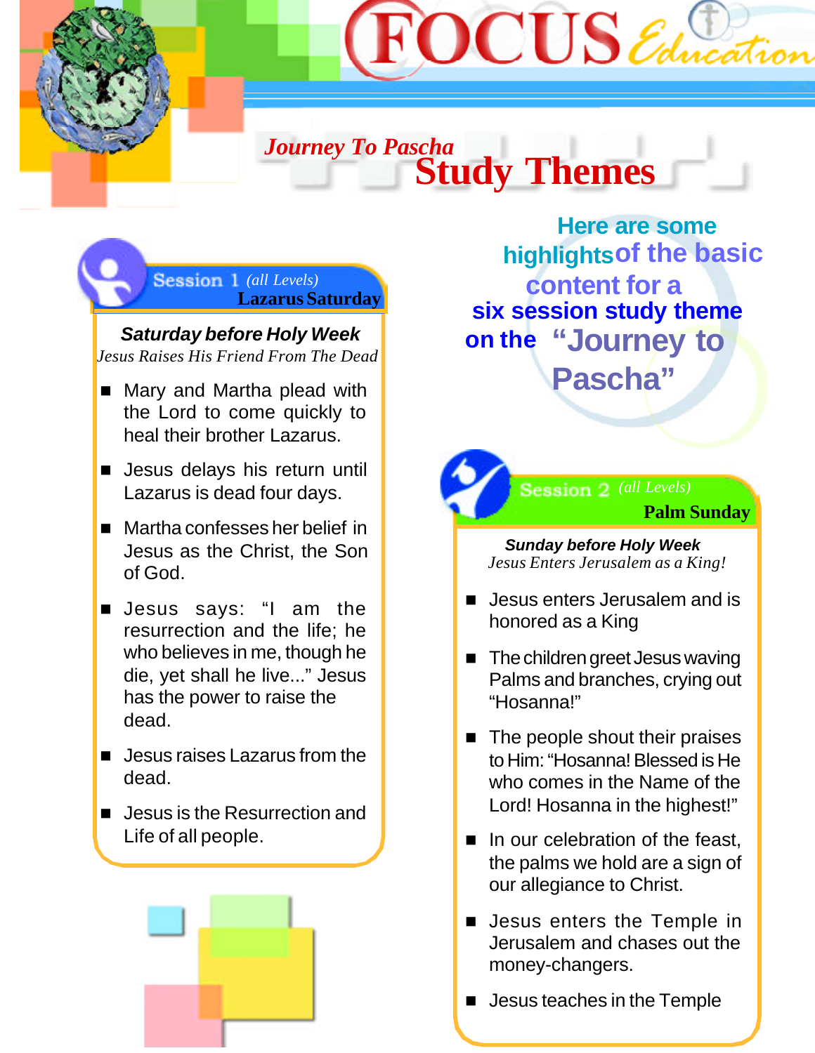# FOCUS Education

## *Journey To Pascha*
# Study Themes

**Here are some highlights of the basic content for a six session study theme on the "Journey to Pascha"**

### Session 1 *(all Levels)* Lazarus Saturday

***Saturday before Holy Week***

*Jesus Raises His Friend From The Dead*

- Mary and Martha plead with the Lord to come quickly to heal their brother Lazarus.
- Jesus delays his return until Lazarus is dead four days.
- Martha confesses her belief in Jesus as the Christ, the Son of God.
- Jesus says: "I am the resurrection and the life; he who believes in me, though he die, yet shall he live..." Jesus has the power to raise the dead.
- Jesus raises Lazarus from the dead.
- Jesus is the Resurrection and Life of all people.

### Session 2 *(all Levels)* Palm Sunday

***Sunday before Holy Week***

*Jesus Enters Jerusalem as a King!*

- Jesus enters Jerusalem and is honored as a King
- The children greet Jesus waving Palms and branches, crying out "Hosanna!"
- The people shout their praises to Him: "Hosanna! Blessed is He who comes in the Name of the Lord! Hosanna in the highest!"
- In our celebration of the feast, the palms we hold are a sign of our allegiance to Christ.
- Jesus enters the Temple in Jerusalem and chases out the money-changers.
- Jesus teaches in the Temple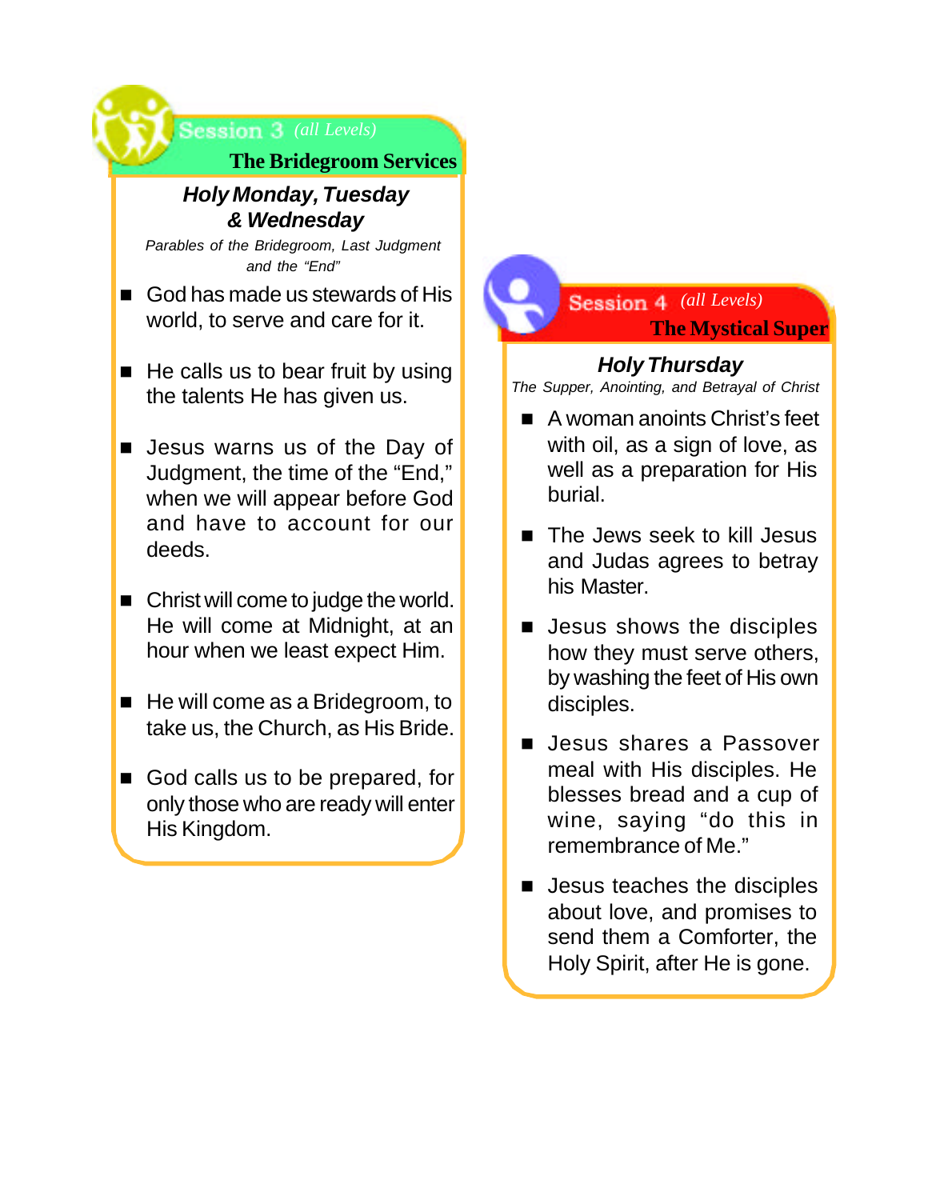## Session 3 *(all Levels)*

### The Bridegroom Services

#### ***Holy Monday, Tuesday & Wednesday***

*Parables of the Bridegroom, Last Judgment and the "End"*

- God has made us stewards of His world, to serve and care for it.
- He calls us to bear fruit by using the talents He has given us.
- Jesus warns us of the Day of Judgment, the time of the "End," when we will appear before God and have to account for our deeds.
- Christ will come to judge the world. He will come at Midnight, at an hour when we least expect Him.
- He will come as a Bridegroom, to take us, the Church, as His Bride.
- God calls us to be prepared, for only those who are ready will enter His Kingdom.

## Session 4 *(all Levels)*

### The Mystical Super

#### ***Holy Thursday***

*The Supper, Anointing, and Betrayal of Christ*

- A woman anoints Christ's feet with oil, as a sign of love, as well as a preparation for His burial.
- The Jews seek to kill Jesus and Judas agrees to betray his Master.
- Jesus shows the disciples how they must serve others, by washing the feet of His own disciples.
- Jesus shares a Passover meal with His disciples. He blesses bread and a cup of wine, saying "do this in remembrance of Me."
- Jesus teaches the disciples about love, and promises to send them a Comforter, the Holy Spirit, after He is gone.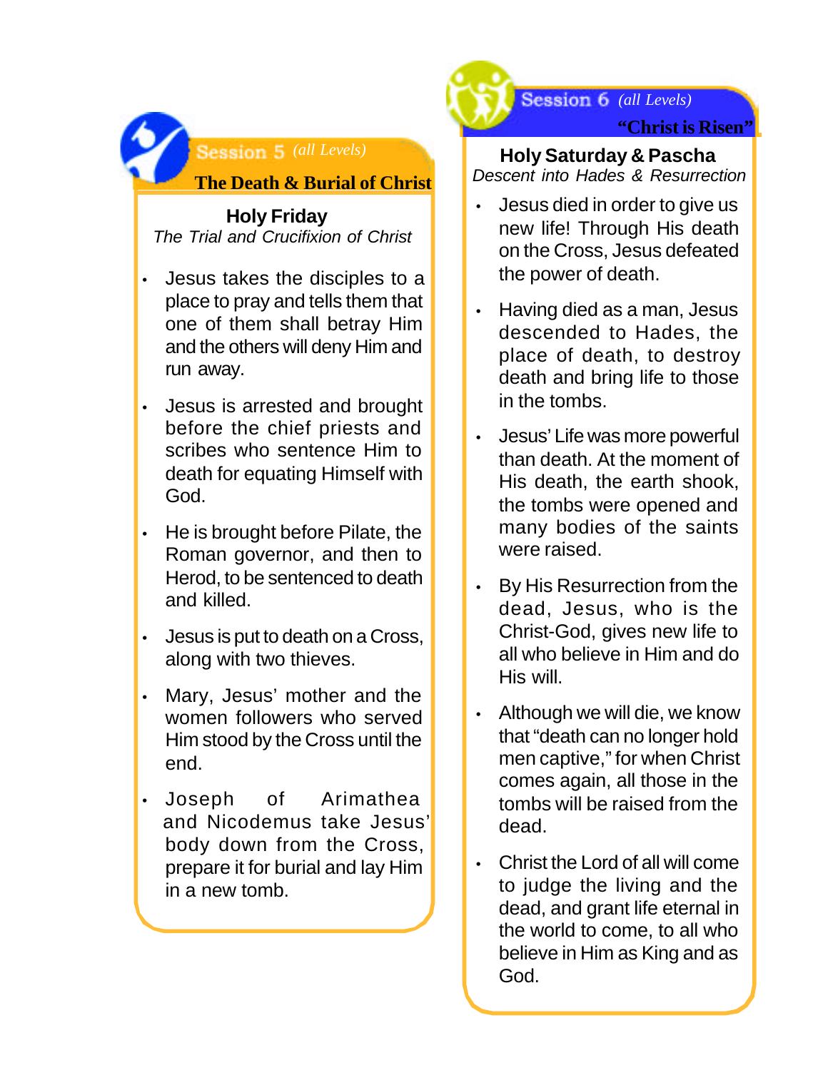## Session 5 *(all Levels)*

### The Death & Burial of Christ

**Holy Friday**

*The Trial and Crucifixion of Christ*

- Jesus takes the disciples to a place to pray and tells them that one of them shall betray Him and the others will deny Him and run away.
- Jesus is arrested and brought before the chief priests and scribes who sentence Him to death for equating Himself with God.
- He is brought before Pilate, the Roman governor, and then to Herod, to be sentenced to death and killed.
- Jesus is put to death on a Cross, along with two thieves.
- Mary, Jesus' mother and the women followers who served Him stood by the Cross until the end.
- Joseph of Arimathea and Nicodemus take Jesus' body down from the Cross, prepare it for burial and lay Him in a new tomb.

## Session 6 *(all Levels)*

### "Christ is Risen"

**Holy Saturday & Pascha**

*Descent into Hades & Resurrection*

- Jesus died in order to give us new life! Through His death on the Cross, Jesus defeated the power of death.
- Having died as a man, Jesus descended to Hades, the place of death, to destroy death and bring life to those in the tombs.
- Jesus' Life was more powerful than death. At the moment of His death, the earth shook, the tombs were opened and many bodies of the saints were raised.
- By His Resurrection from the dead, Jesus, who is the Christ-God, gives new life to all who believe in Him and do His will.
- Although we will die, we know that "death can no longer hold men captive," for when Christ comes again, all those in the tombs will be raised from the dead.
- Christ the Lord of all will come to judge the living and the dead, and grant life eternal in the world to come, to all who believe in Him as King and as God.